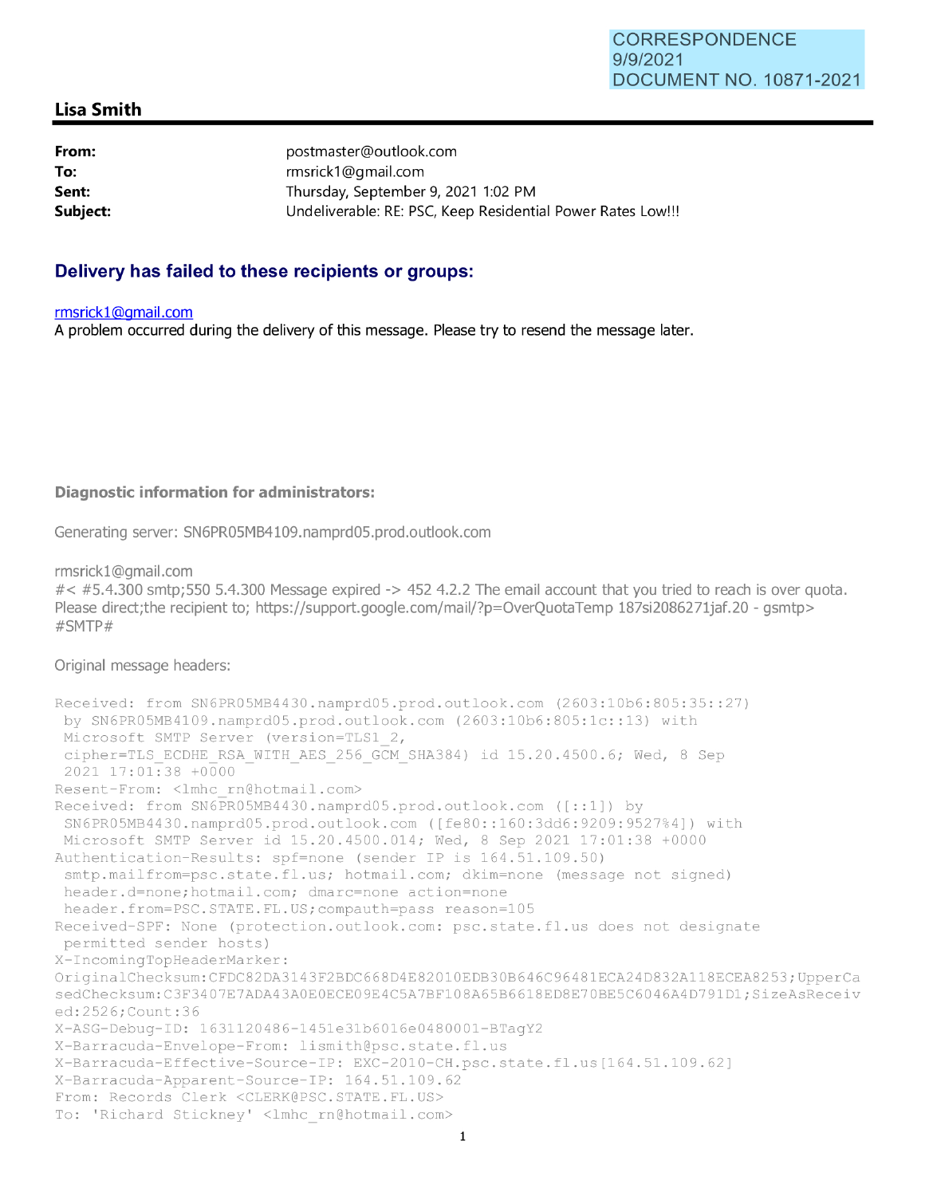CORRESPONDENCE
9/9/2021
DOCUMENT NO. 10871-2021

**Lisa Smith**

| | |
|---|---|
| **From:** | postmaster@outlook.com |
| **To:** | rmsrick1@gmail.com |
| **Sent:** | Thursday, September 9, 2021 1:02 PM |
| **Subject:** | Undeliverable: RE: PSC, Keep Residential Power Rates Low!!! |

## Delivery has failed to these recipients or groups:

rmsrick1@gmail.com
A problem occurred during the delivery of this message. Please try to resend the message later.

**Diagnostic information for administrators:**

Generating server: SN6PR05MB4109.namprd05.prod.outlook.com

rmsrick1@gmail.com
#< #5.4.300 smtp;550 5.4.300 Message expired -> 452 4.2.2 The email account that you tried to reach is over quota. Please direct;the recipient to; https://support.google.com/mail/?p=OverQuotaTemp 187si2086271jaf.20 - gsmtp> #SMTP#

Original message headers:

```
Received: from SN6PR05MB4430.namprd05.prod.outlook.com (2603:10b6:805:35::27)
 by SN6PR05MB4109.namprd05.prod.outlook.com (2603:10b6:805:1c::13) with
 Microsoft SMTP Server (version=TLS1_2,
 cipher=TLS_ECDHE_RSA_WITH_AES_256_GCM_SHA384) id 15.20.4500.6; Wed, 8 Sep
 2021 17:01:38 +0000
Resent-From: <lmhc_rn@hotmail.com>
Received: from SN6PR05MB4430.namprd05.prod.outlook.com ([::1]) by
 SN6PR05MB4430.namprd05.prod.outlook.com ([fe80::160:3dd6:9209:9527%4]) with
 Microsoft SMTP Server id 15.20.4500.014; Wed, 8 Sep 2021 17:01:38 +0000
Authentication-Results: spf=none (sender IP is 164.51.109.50)
 smtp.mailfrom=psc.state.fl.us; hotmail.com; dkim=none (message not signed)
 header.d=none;hotmail.com; dmarc=none action=none
 header.from=PSC.STATE.FL.US;compauth=pass reason=105
Received-SPF: None (protection.outlook.com: psc.state.fl.us does not designate
 permitted sender hosts)
X-IncomingTopHeaderMarker:
OriginalChecksum:CFDC82DA3143F2BDC668D4E82010EDB30B646C96481ECA24D832A118ECEA8253;UpperCasedChecksum:C3F3407E7ADA43A0E0ECE09E4C5A7BF108A65B6618ED8E70BE5C6046A4D791D1;SizeAsReceived:2526;Count:36
X-ASG-Debug-ID: 1631120486-1451e31b6016e0480001-BTagY2
X-Barracuda-Envelope-From: lismith@psc.state.fl.us
X-Barracuda-Effective-Source-IP: EXC-2010-CH.psc.state.fl.us[164.51.109.62]
X-Barracuda-Apparent-Source-IP: 164.51.109.62
From: Records Clerk <CLERK@PSC.STATE.FL.US>
To: 'Richard Stickney' <lmhc_rn@hotmail.com>
```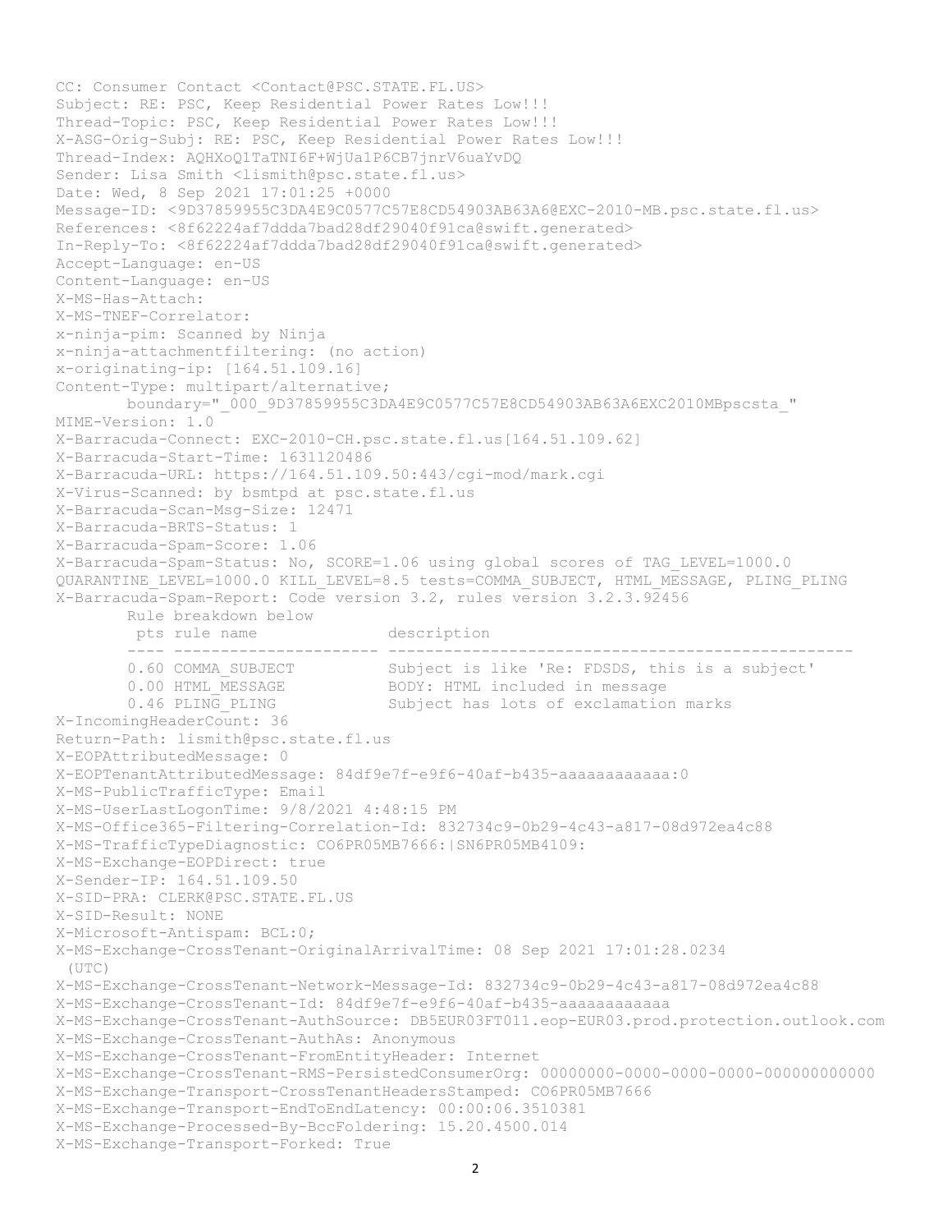```
CC: Consumer Contact <Contact@PSC.STATE.FL.US>
Subject: RE: PSC, Keep Residential Power Rates Low!!!
Thread-Topic: PSC, Keep Residential Power Rates Low!!!
X-ASG-Orig-Subj: RE: PSC, Keep Residential Power Rates Low!!!
Thread-Index: AQHXoQ1TaTNI6F+WjUa1P6CB7jnrV6uaYvDQ
Sender: Lisa Smith <lismith@psc.state.fl.us>
Date: Wed, 8 Sep 2021 17:01:25 +0000
Message-ID: <9D37859955C3DA4E9C0577C57E8CD54903AB63A6@EXC-2010-MB.psc.state.fl.us>
References: <8f62224af7ddda7bad28df29040f91ca@swift.generated>
In-Reply-To: <8f62224af7ddda7bad28df29040f91ca@swift.generated>
Accept-Language: en-US
Content-Language: en-US
X-MS-Has-Attach:
X-MS-TNEF-Correlator:
x-ninja-pim: Scanned by Ninja
x-ninja-attachmentfiltering: (no action)
x-originating-ip: [164.51.109.16]
Content-Type: multipart/alternative;
        boundary="_000_9D37859955C3DA4E9C0577C57E8CD54903AB63A6EXC2010MBpscsta_"
MIME-Version: 1.0
X-Barracuda-Connect: EXC-2010-CH.psc.state.fl.us[164.51.109.62]
X-Barracuda-Start-Time: 1631120486
X-Barracuda-URL: https://164.51.109.50:443/cgi-mod/mark.cgi
X-Virus-Scanned: by bsmtpd at psc.state.fl.us
X-Barracuda-Scan-Msg-Size: 12471
X-Barracuda-BRTS-Status: 1
X-Barracuda-Spam-Score: 1.06
X-Barracuda-Spam-Status: No, SCORE=1.06 using global scores of TAG_LEVEL=1000.0
QUARANTINE_LEVEL=1000.0 KILL_LEVEL=8.5 tests=COMMA_SUBJECT, HTML_MESSAGE, PLING_PLING
X-Barracuda-Spam-Report: Code version 3.2, rules version 3.2.3.92456
        Rule breakdown below
         pts rule name              description
        ---- ---------------------- --------------------------------------------------
        0.60 COMMA_SUBJECT          Subject is like 'Re: FDSDS, this is a subject'
        0.00 HTML_MESSAGE           BODY: HTML included in message
        0.46 PLING_PLING            Subject has lots of exclamation marks
X-IncomingHeaderCount: 36
Return-Path: lismith@psc.state.fl.us
X-EOPAttributedMessage: 0
X-EOPTenantAttributedMessage: 84df9e7f-e9f6-40af-b435-aaaaaaaaaaaa:0
X-MS-PublicTrafficType: Email
X-MS-UserLastLogonTime: 9/8/2021 4:48:15 PM
X-MS-Office365-Filtering-Correlation-Id: 832734c9-0b29-4c43-a817-08d972ea4c88
X-MS-TrafficTypeDiagnostic: CO6PR05MB7666:|SN6PR05MB4109:
X-MS-Exchange-EOPDirect: true
X-Sender-IP: 164.51.109.50
X-SID-PRA: CLERK@PSC.STATE.FL.US
X-SID-Result: NONE
X-Microsoft-Antispam: BCL:0;
X-MS-Exchange-CrossTenant-OriginalArrivalTime: 08 Sep 2021 17:01:28.0234
 (UTC)
X-MS-Exchange-CrossTenant-Network-Message-Id: 832734c9-0b29-4c43-a817-08d972ea4c88
X-MS-Exchange-CrossTenant-Id: 84df9e7f-e9f6-40af-b435-aaaaaaaaaaaa
X-MS-Exchange-CrossTenant-AuthSource: DB5EUR03FT011.eop-EUR03.prod.protection.outlook.com
X-MS-Exchange-CrossTenant-AuthAs: Anonymous
X-MS-Exchange-CrossTenant-FromEntityHeader: Internet
X-MS-Exchange-CrossTenant-RMS-PersistedConsumerOrg: 00000000-0000-0000-0000-000000000000
X-MS-Exchange-Transport-CrossTenantHeadersStamped: CO6PR05MB7666
X-MS-Exchange-Transport-EndToEndLatency: 00:00:06.3510381
X-MS-Exchange-Processed-By-BccFoldering: 15.20.4500.014
X-MS-Exchange-Transport-Forked: True
```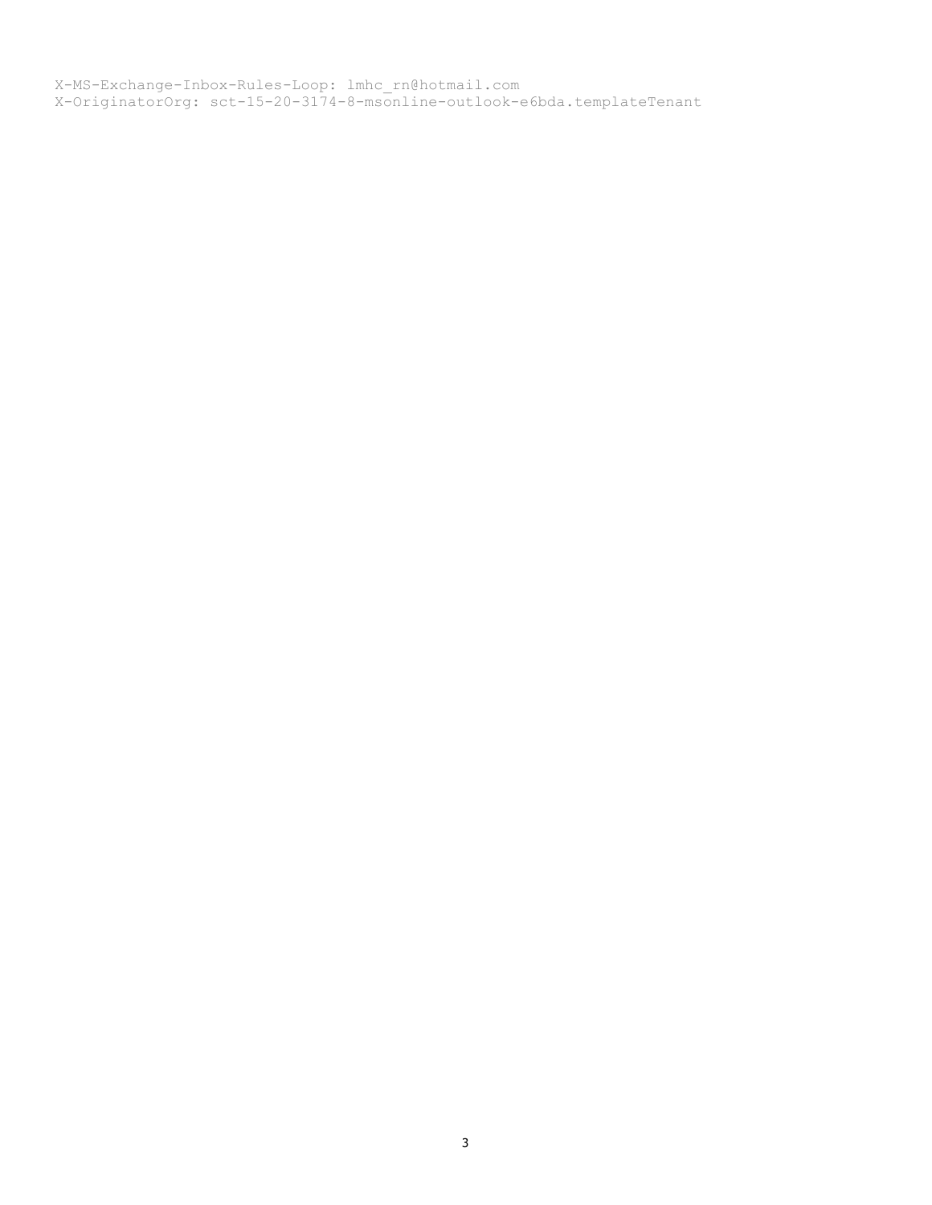```
X-MS-Exchange-Inbox-Rules-Loop: lmhc_rn@hotmail.com
X-OriginatorOrg: sct-15-20-3174-8-msonline-outlook-e6bda.templateTenant
```